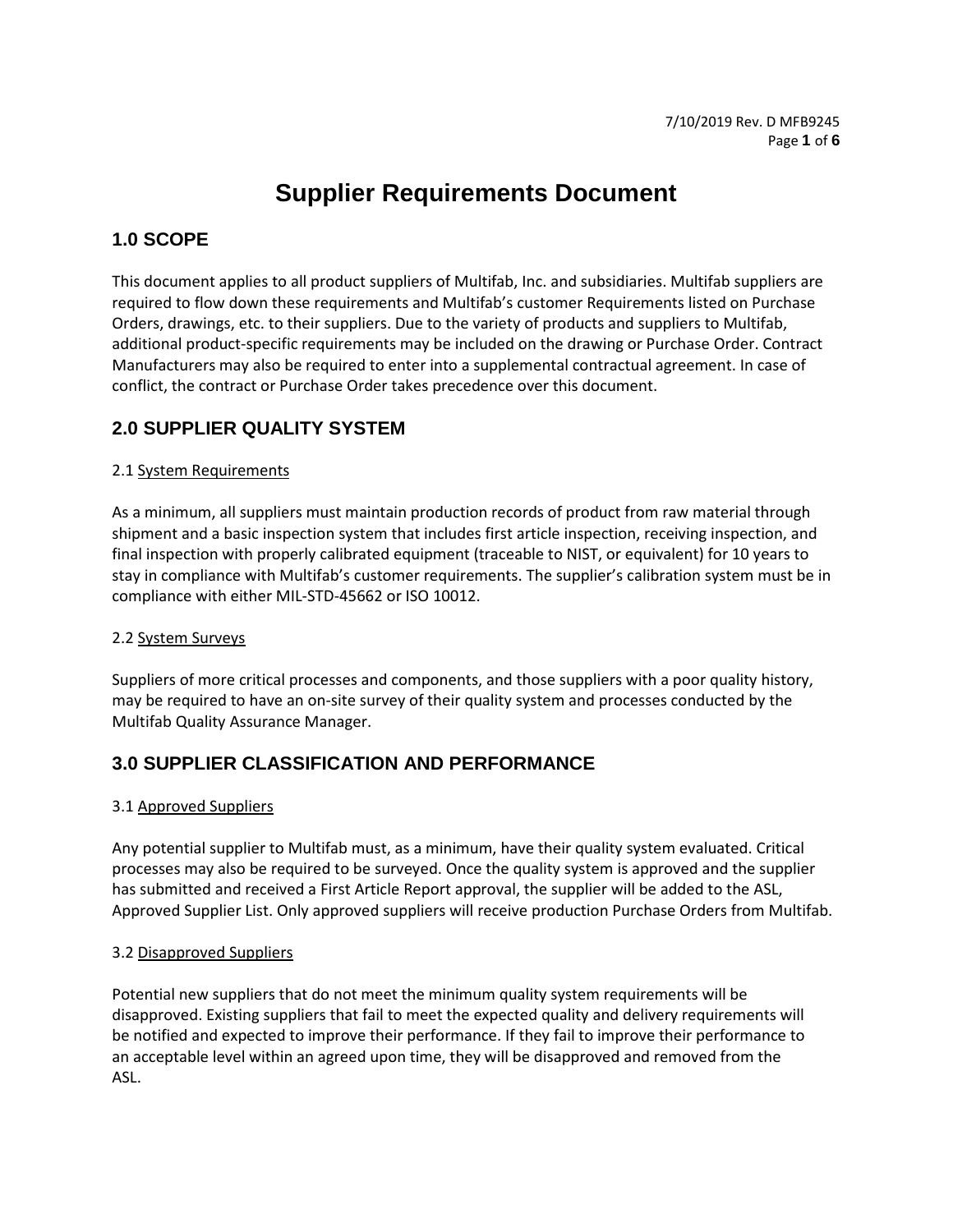# Supplier Requirements Document

## 1.0 SCOPE

This document applies to all product suppliers of Multifab, Inc. and subsidiaries. Multifab suppliers are required to flow down these requirements and Multifab's customer Requirements listed on Purchase Orders, drawings, etc. to their suppliers. Due to the variety of products and suppliers to Multifab, additional product-specific requirements may be included on the drawing or Purchase Order. Contract Manufacturers may also be required to enter into a supplemental contractual agreement. In case of conflict, the contract or Purchase Order takes precedence over this document.

## 2.0 SUPPLIER QUALITY SYSTEM

### 2.1 System Requirements

As a minimum, all suppliers must maintain production records of product from raw material through shipment and a basic inspection system that includes first article inspection, receiving inspection, and final inspection with properly calibrated equipment (traceable to NIST, or equivalent) for 10 years to stay in compliance with Multifab's customer requirements. The supplier's calibration system must be in compliance with either MIL-STD-45662 or ISO 10012.

### 2.2 System Surveys

Suppliers of more critical processes and components, and those suppliers with a poor quality history, may be required to have an on-site survey of their quality system and processes conducted by the Multifab Quality Assurance Manager.

## 3.0 SUPPLIER CLASSIFICATION AND PERFORMANCE

### 3.1 Approved Suppliers

Any potential supplier to Multifab must, as a minimum, have their quality system evaluated. Critical processes may also be required to be surveyed. Once the quality system is approved and the supplier has submitted and received a First Article Report approval, the supplier will be added to the ASL, Approved Supplier List. Only approved suppliers will receive production Purchase Orders from Multifab.

### 3.2 Disapproved Suppliers

Potential new suppliers that do not meet the minimum quality system requirements will be disapproved. Existing suppliers that fail to meet the expected quality and delivery requirements will be notified and expected to improve their performance. If they fail to improve their performance to an acceptable level within an agreed upon time, they will be disapproved and removed from the ASL.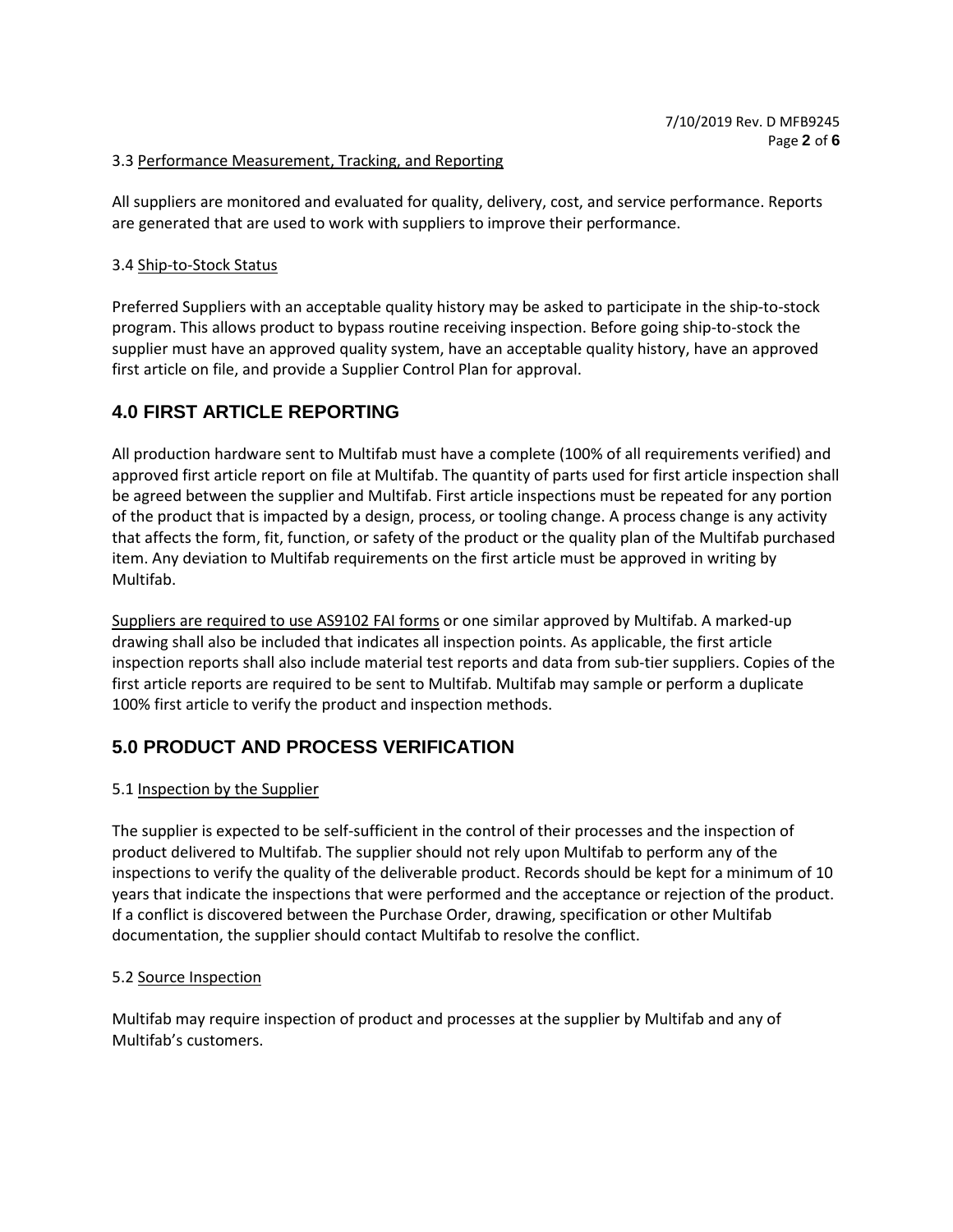3.3 Performance Measurement, Tracking, and Reporting

All suppliers are monitored and evaluated for quality, delivery, cost, and service performance. Reports are generated that are used to work with suppliers to improve their performance.

3.4 Ship-to-Stock Status

Preferred Suppliers with an acceptable quality history may be asked to participate in the ship-to-stock program. This allows product to bypass routine receiving inspection. Before going ship-to-stock the supplier must have an approved quality system, have an acceptable quality history, have an approved first article on file, and provide a Supplier Control Plan for approval.

## 4.0 FIRST ARTICLE REPORTING

All production hardware sent to Multifab must have a complete (100% of all requirements verified) and approved first article report on file at Multifab. The quantity of parts used for first article inspection shall be agreed between the supplier and Multifab. First article inspections must be repeated for any portion of the product that is impacted by a design, process, or tooling change. A process change is any activity that affects the form, fit, function, or safety of the product or the quality plan of the Multifab purchased item. Any deviation to Multifab requirements on the first article must be approved in writing by Multifab.

Suppliers are required to use AS9102 FAI forms or one similar approved by Multifab. A marked-up drawing shall also be included that indicates all inspection points. As applicable, the first article inspection reports shall also include material test reports and data from sub-tier suppliers. Copies of the first article reports are required to be sent to Multifab. Multifab may sample or perform a duplicate 100% first article to verify the product and inspection methods.

## 5.0 PRODUCT AND PROCESS VERIFICATION

5.1 Inspection by the Supplier

The supplier is expected to be self-sufficient in the control of their processes and the inspection of product delivered to Multifab. The supplier should not rely upon Multifab to perform any of the inspections to verify the quality of the deliverable product. Records should be kept for a minimum of 10 years that indicate the inspections that were performed and the acceptance or rejection of the product. If a conflict is discovered between the Purchase Order, drawing, specification or other Multifab documentation, the supplier should contact Multifab to resolve the conflict.

5.2 Source Inspection

Multifab may require inspection of product and processes at the supplier by Multifab and any of Multifab's customers.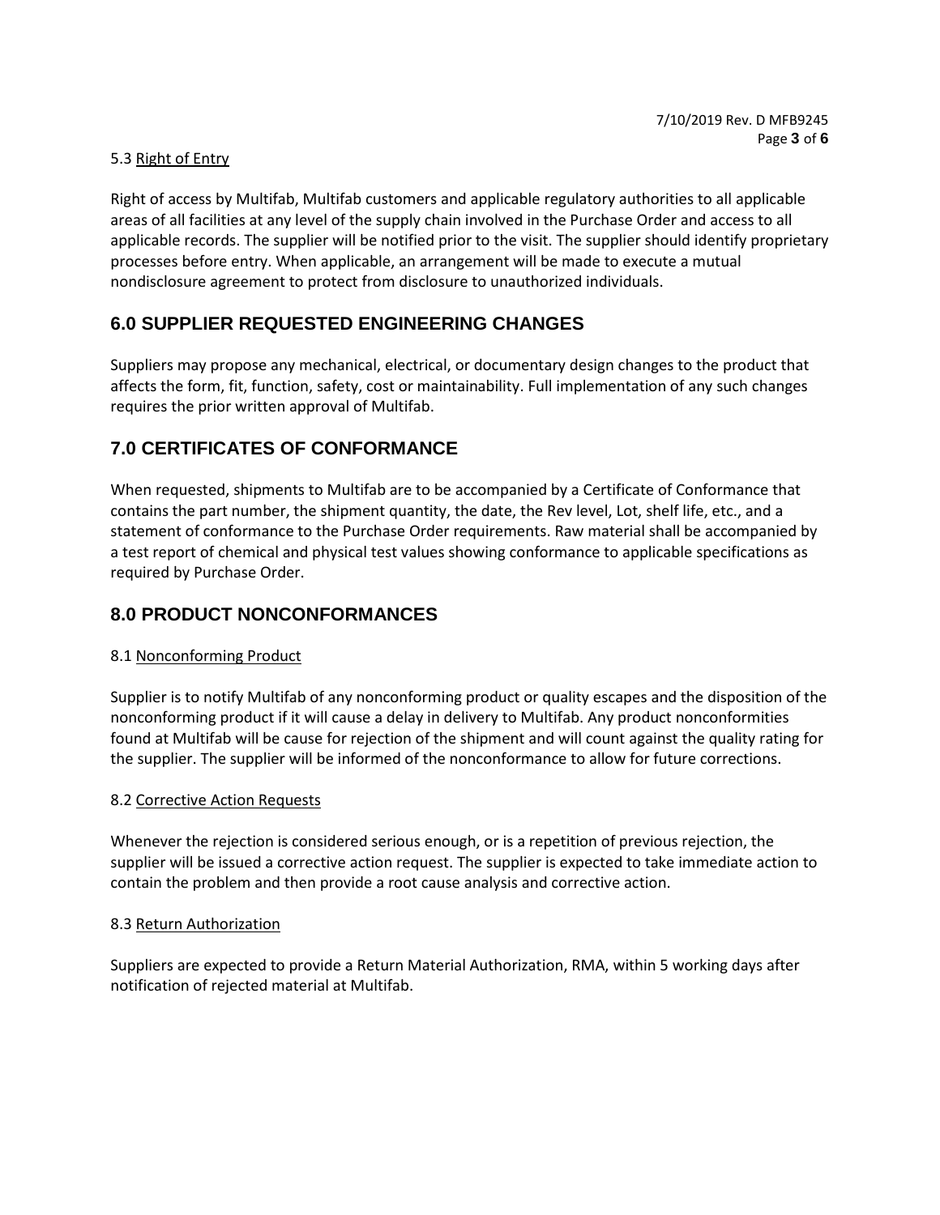5.3 Right of Entry

Right of access by Multifab, Multifab customers and applicable regulatory authorities to all applicable areas of all facilities at any level of the supply chain involved in the Purchase Order and access to all applicable records. The supplier will be notified prior to the visit. The supplier should identify proprietary processes before entry. When applicable, an arrangement will be made to execute a mutual nondisclosure agreement to protect from disclosure to unauthorized individuals.

## 6.0 SUPPLIER REQUESTED ENGINEERING CHANGES

Suppliers may propose any mechanical, electrical, or documentary design changes to the product that affects the form, fit, function, safety, cost or maintainability. Full implementation of any such changes requires the prior written approval of Multifab.

## 7.0 CERTIFICATES OF CONFORMANCE

When requested, shipments to Multifab are to be accompanied by a Certificate of Conformance that contains the part number, the shipment quantity, the date, the Rev level, Lot, shelf life, etc., and a statement of conformance to the Purchase Order requirements. Raw material shall be accompanied by a test report of chemical and physical test values showing conformance to applicable specifications as required by Purchase Order.

## 8.0 PRODUCT NONCONFORMANCES

8.1 Nonconforming Product

Supplier is to notify Multifab of any nonconforming product or quality escapes and the disposition of the nonconforming product if it will cause a delay in delivery to Multifab. Any product nonconformities found at Multifab will be cause for rejection of the shipment and will count against the quality rating for the supplier. The supplier will be informed of the nonconformance to allow for future corrections.

8.2 Corrective Action Requests

Whenever the rejection is considered serious enough, or is a repetition of previous rejection, the supplier will be issued a corrective action request. The supplier is expected to take immediate action to contain the problem and then provide a root cause analysis and corrective action.

8.3 Return Authorization

Suppliers are expected to provide a Return Material Authorization, RMA, within 5 working days after notification of rejected material at Multifab.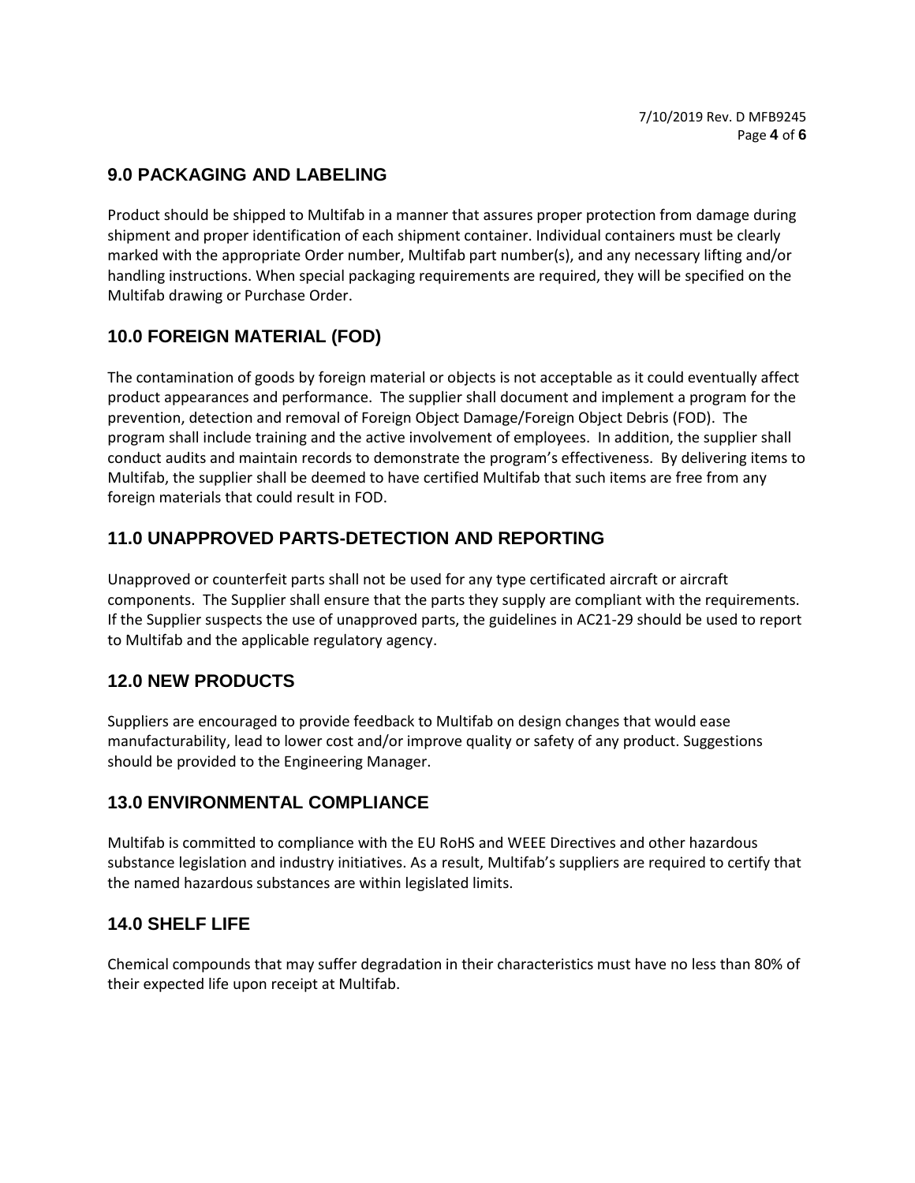## 9.0 PACKAGING AND LABELING

Product should be shipped to Multifab in a manner that assures proper protection from damage during shipment and proper identification of each shipment container. Individual containers must be clearly marked with the appropriate Order number, Multifab part number(s), and any necessary lifting and/or handling instructions. When special packaging requirements are required, they will be specified on the Multifab drawing or Purchase Order.

## 10.0 FOREIGN MATERIAL (FOD)

The contamination of goods by foreign material or objects is not acceptable as it could eventually affect product appearances and performance. The supplier shall document and implement a program for the prevention, detection and removal of Foreign Object Damage/Foreign Object Debris (FOD). The program shall include training and the active involvement of employees. In addition, the supplier shall conduct audits and maintain records to demonstrate the program's effectiveness. By delivering items to Multifab, the supplier shall be deemed to have certified Multifab that such items are free from any foreign materials that could result in FOD.

## 11.0 UNAPPROVED PARTS-DETECTION AND REPORTING

Unapproved or counterfeit parts shall not be used for any type certificated aircraft or aircraft components. The Supplier shall ensure that the parts they supply are compliant with the requirements. If the Supplier suspects the use of unapproved parts, the guidelines in AC21-29 should be used to report to Multifab and the applicable regulatory agency.

## 12.0 NEW PRODUCTS

Suppliers are encouraged to provide feedback to Multifab on design changes that would ease manufacturability, lead to lower cost and/or improve quality or safety of any product. Suggestions should be provided to the Engineering Manager.

## 13.0 ENVIRONMENTAL COMPLIANCE

Multifab is committed to compliance with the EU RoHS and WEEE Directives and other hazardous substance legislation and industry initiatives. As a result, Multifab's suppliers are required to certify that the named hazardous substances are within legislated limits.

## 14.0 SHELF LIFE

Chemical compounds that may suffer degradation in their characteristics must have no less than 80% of their expected life upon receipt at Multifab.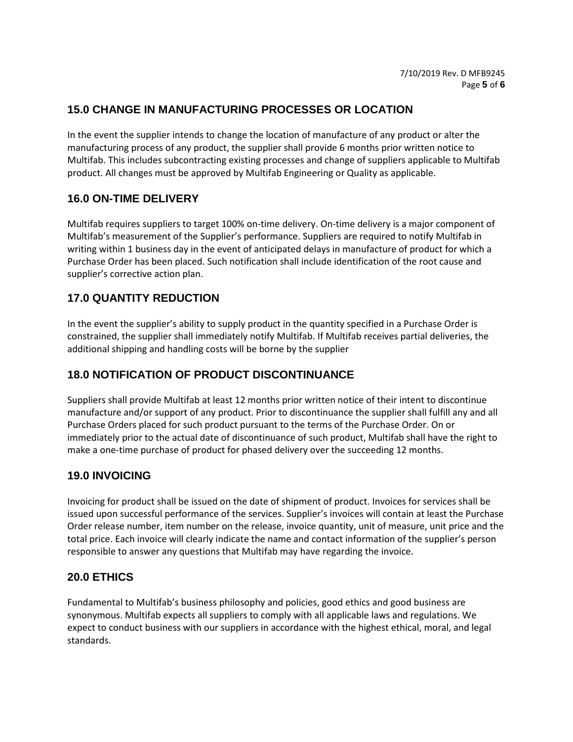## 15.0 CHANGE IN MANUFACTURING PROCESSES OR LOCATION

In the event the supplier intends to change the location of manufacture of any product or alter the manufacturing process of any product, the supplier shall provide 6 months prior written notice to Multifab. This includes subcontracting existing processes and change of suppliers applicable to Multifab product. All changes must be approved by Multifab Engineering or Quality as applicable.

## 16.0 ON-TIME DELIVERY

Multifab requires suppliers to target 100% on-time delivery. On-time delivery is a major component of Multifab's measurement of the Supplier's performance. Suppliers are required to notify Multifab in writing within 1 business day in the event of anticipated delays in manufacture of product for which a Purchase Order has been placed. Such notification shall include identification of the root cause and supplier's corrective action plan.

## 17.0 QUANTITY REDUCTION

In the event the supplier's ability to supply product in the quantity specified in a Purchase Order is constrained, the supplier shall immediately notify Multifab. If Multifab receives partial deliveries, the additional shipping and handling costs will be borne by the supplier

## 18.0 NOTIFICATION OF PRODUCT DISCONTINUANCE

Suppliers shall provide Multifab at least 12 months prior written notice of their intent to discontinue manufacture and/or support of any product. Prior to discontinuance the supplier shall fulfill any and all Purchase Orders placed for such product pursuant to the terms of the Purchase Order. On or immediately prior to the actual date of discontinuance of such product, Multifab shall have the right to make a one-time purchase of product for phased delivery over the succeeding 12 months.

## 19.0 INVOICING

Invoicing for product shall be issued on the date of shipment of product. Invoices for services shall be issued upon successful performance of the services. Supplier's invoices will contain at least the Purchase Order release number, item number on the release, invoice quantity, unit of measure, unit price and the total price. Each invoice will clearly indicate the name and contact information of the supplier's person responsible to answer any questions that Multifab may have regarding the invoice.

## 20.0 ETHICS

Fundamental to Multifab's business philosophy and policies, good ethics and good business are synonymous. Multifab expects all suppliers to comply with all applicable laws and regulations. We expect to conduct business with our suppliers in accordance with the highest ethical, moral, and legal standards.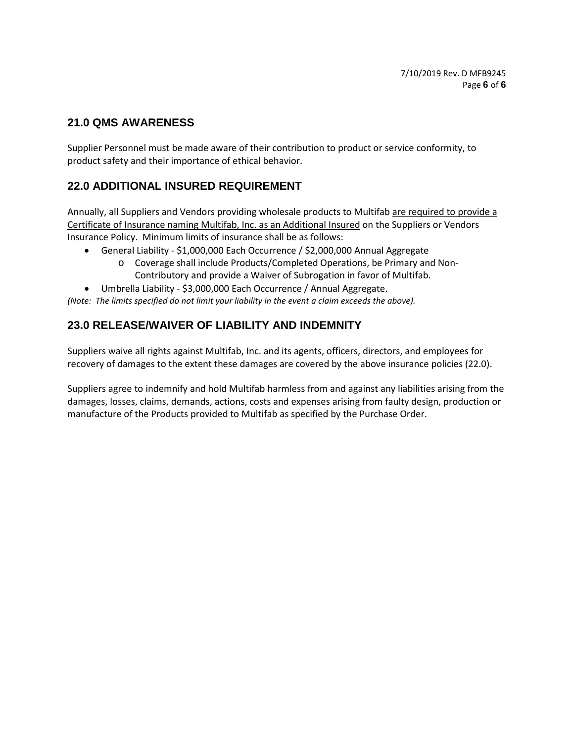## 21.0 QMS AWARENESS

Supplier Personnel must be made aware of their contribution to product or service conformity, to product safety and their importance of ethical behavior.

## 22.0 ADDITIONAL INSURED REQUIREMENT

Annually, all Suppliers and Vendors providing wholesale products to Multifab are required to provide a Certificate of Insurance naming Multifab, Inc. as an Additional Insured on the Suppliers or Vendors Insurance Policy. Minimum limits of insurance shall be as follows:

- General Liability - $1,000,000 Each Occurrence / $2,000,000 Annual Aggregate
  - Coverage shall include Products/Completed Operations, be Primary and Non-Contributory and provide a Waiver of Subrogation in favor of Multifab.
- Umbrella Liability - $3,000,000 Each Occurrence / Annual Aggregate.

*(Note: The limits specified do not limit your liability in the event a claim exceeds the above).*

## 23.0 RELEASE/WAIVER OF LIABILITY AND INDEMNITY

Suppliers waive all rights against Multifab, Inc. and its agents, officers, directors, and employees for recovery of damages to the extent these damages are covered by the above insurance policies (22.0).

Suppliers agree to indemnify and hold Multifab harmless from and against any liabilities arising from the damages, losses, claims, demands, actions, costs and expenses arising from faulty design, production or manufacture of the Products provided to Multifab as specified by the Purchase Order.